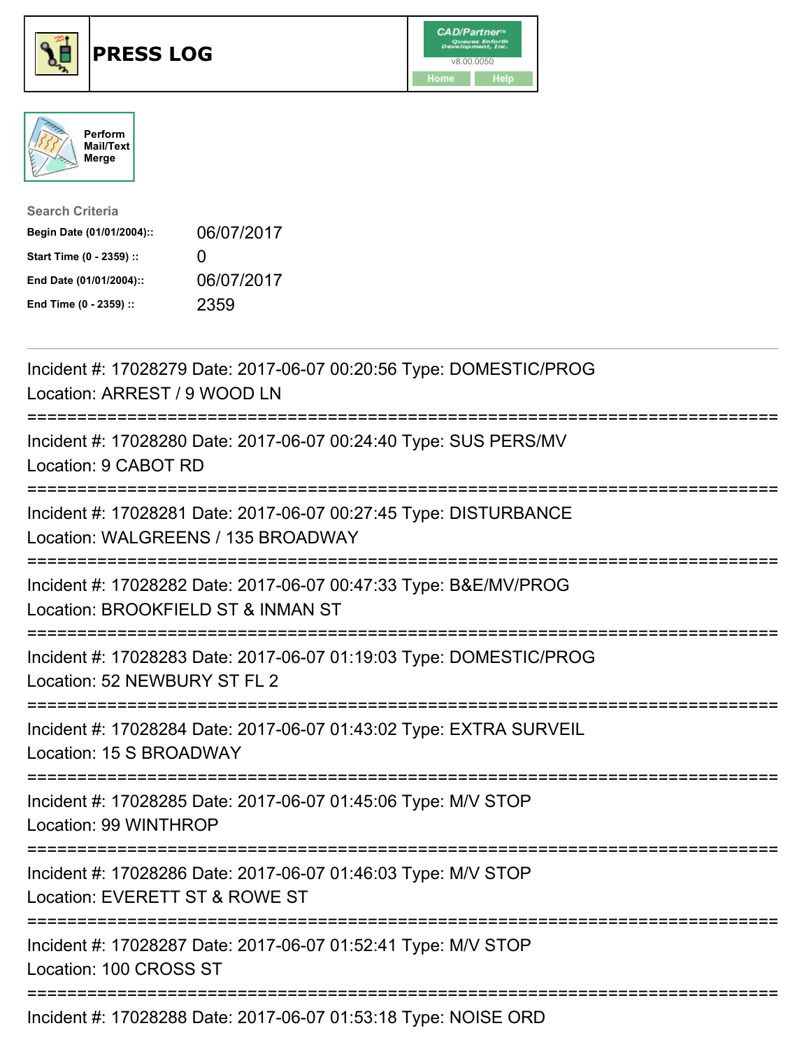# PRESS LOG

CAD/Partner v8.00.0050
Home | Help

Perform Mail/Text Merge

**Search Criteria**

| | |
|---|---|
| **Begin Date (01/01/2004)::** | 06/07/2017 |
| **Start Time (0 - 2359) ::** | 0 |
| **End Date (01/01/2004)::** | 06/07/2017 |
| **End Time (0 - 2359) ::** | 2359 |

---

Incident #: 17028279 Date: 2017-06-07 00:20:56 Type: DOMESTIC/PROG
Location: ARREST / 9 WOOD LN

===========================================================================

Incident #: 17028280 Date: 2017-06-07 00:24:40 Type: SUS PERS/MV
Location: 9 CABOT RD

===========================================================================

Incident #: 17028281 Date: 2017-06-07 00:27:45 Type: DISTURBANCE
Location: WALGREENS / 135 BROADWAY

===========================================================================

Incident #: 17028282 Date: 2017-06-07 00:47:33 Type: B&E/MV/PROG
Location: BROOKFIELD ST & INMAN ST

===========================================================================

Incident #: 17028283 Date: 2017-06-07 01:19:03 Type: DOMESTIC/PROG
Location: 52 NEWBURY ST FL 2

===========================================================================

Incident #: 17028284 Date: 2017-06-07 01:43:02 Type: EXTRA SURVEIL
Location: 15 S BROADWAY

===========================================================================

Incident #: 17028285 Date: 2017-06-07 01:45:06 Type: M/V STOP
Location: 99 WINTHROP

===========================================================================

Incident #: 17028286 Date: 2017-06-07 01:46:03 Type: M/V STOP
Location: EVERETT ST & ROWE ST

===========================================================================

Incident #: 17028287 Date: 2017-06-07 01:52:41 Type: M/V STOP
Location: 100 CROSS ST

===========================================================================

Incident #: 17028288 Date: 2017-06-07 01:53:18 Type: NOISE ORD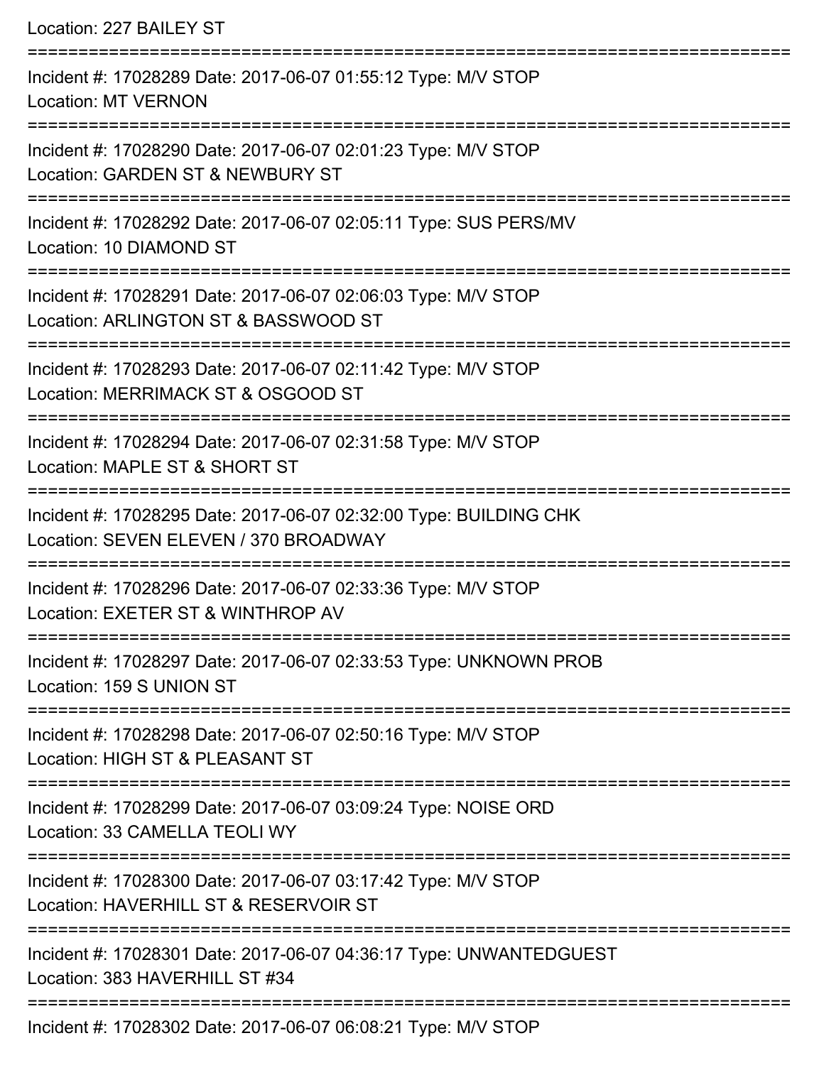Location: 227 BAILEY ST

===========================================================================

Incident #: 17028289 Date: 2017-06-07 01:55:12 Type: M/V STOP

Location: MT VERNON

===========================================================================

Incident #: 17028290 Date: 2017-06-07 02:01:23 Type: M/V STOP

Location: GARDEN ST & NEWBURY ST

===========================================================================

Incident #: 17028292 Date: 2017-06-07 02:05:11 Type: SUS PERS/MV

Location: 10 DIAMOND ST

===========================================================================

Incident #: 17028291 Date: 2017-06-07 02:06:03 Type: M/V STOP

Location: ARLINGTON ST & BASSWOOD ST

===========================================================================

Incident #: 17028293 Date: 2017-06-07 02:11:42 Type: M/V STOP

Location: MERRIMACK ST & OSGOOD ST

===========================================================================

Incident #: 17028294 Date: 2017-06-07 02:31:58 Type: M/V STOP

Location: MAPLE ST & SHORT ST

===========================================================================

Incident #: 17028295 Date: 2017-06-07 02:32:00 Type: BUILDING CHK

Location: SEVEN ELEVEN / 370 BROADWAY

===========================================================================

Incident #: 17028296 Date: 2017-06-07 02:33:36 Type: M/V STOP

Location: EXETER ST & WINTHROP AV

===========================================================================

Incident #: 17028297 Date: 2017-06-07 02:33:53 Type: UNKNOWN PROB

Location: 159 S UNION ST

===========================================================================

Incident #: 17028298 Date: 2017-06-07 02:50:16 Type: M/V STOP

Location: HIGH ST & PLEASANT ST

===========================================================================

Incident #: 17028299 Date: 2017-06-07 03:09:24 Type: NOISE ORD

Location: 33 CAMELLA TEOLI WY

===========================================================================

Incident #: 17028300 Date: 2017-06-07 03:17:42 Type: M/V STOP

Location: HAVERHILL ST & RESERVOIR ST

===========================================================================

Incident #: 17028301 Date: 2017-06-07 04:36:17 Type: UNWANTEDGUEST

Location: 383 HAVERHILL ST #34

===========================================================================

Incident #: 17028302 Date: 2017-06-07 06:08:21 Type: M/V STOP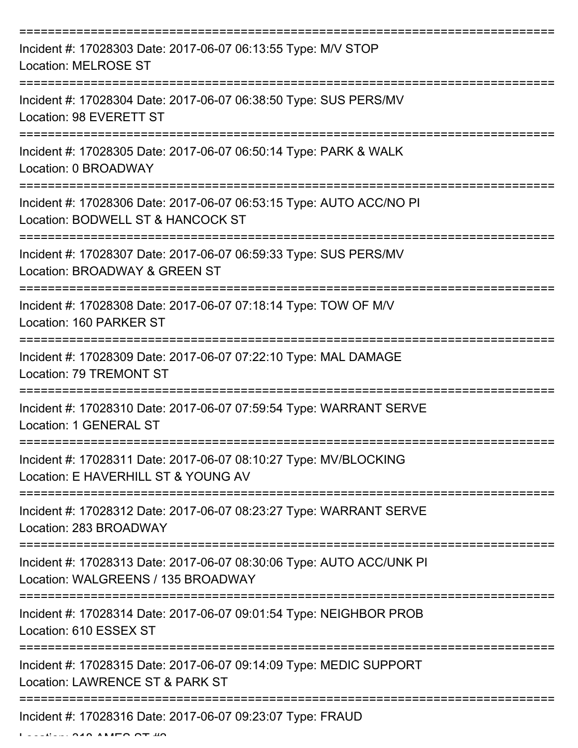===========================================================================
Incident #: 17028303 Date: 2017-06-07 06:13:55 Type: M/V STOP
Location: MELROSE ST
===========================================================================
Incident #: 17028304 Date: 2017-06-07 06:38:50 Type: SUS PERS/MV
Location: 98 EVERETT ST
===========================================================================
Incident #: 17028305 Date: 2017-06-07 06:50:14 Type: PARK & WALK
Location: 0 BROADWAY
===========================================================================
Incident #: 17028306 Date: 2017-06-07 06:53:15 Type: AUTO ACC/NO PI
Location: BODWELL ST & HANCOCK ST
===========================================================================
Incident #: 17028307 Date: 2017-06-07 06:59:33 Type: SUS PERS/MV
Location: BROADWAY & GREEN ST
===========================================================================
Incident #: 17028308 Date: 2017-06-07 07:18:14 Type: TOW OF M/V
Location: 160 PARKER ST
===========================================================================
Incident #: 17028309 Date: 2017-06-07 07:22:10 Type: MAL DAMAGE
Location: 79 TREMONT ST
===========================================================================
Incident #: 17028310 Date: 2017-06-07 07:59:54 Type: WARRANT SERVE
Location: 1 GENERAL ST
===========================================================================
Incident #: 17028311 Date: 2017-06-07 08:10:27 Type: MV/BLOCKING
Location: E HAVERHILL ST & YOUNG AV
===========================================================================
Incident #: 17028312 Date: 2017-06-07 08:23:27 Type: WARRANT SERVE
Location: 283 BROADWAY
===========================================================================
Incident #: 17028313 Date: 2017-06-07 08:30:06 Type: AUTO ACC/UNK PI
Location: WALGREENS / 135 BROADWAY
===========================================================================
Incident #: 17028314 Date: 2017-06-07 09:01:54 Type: NEIGHBOR PROB
Location: 610 ESSEX ST
===========================================================================
Incident #: 17028315 Date: 2017-06-07 09:14:09 Type: MEDIC SUPPORT
Location: LAWRENCE ST & PARK ST
===========================================================================
Incident #: 17028316 Date: 2017-06-07 09:23:07 Type: FRAUD
Location: 318 AMES ST #2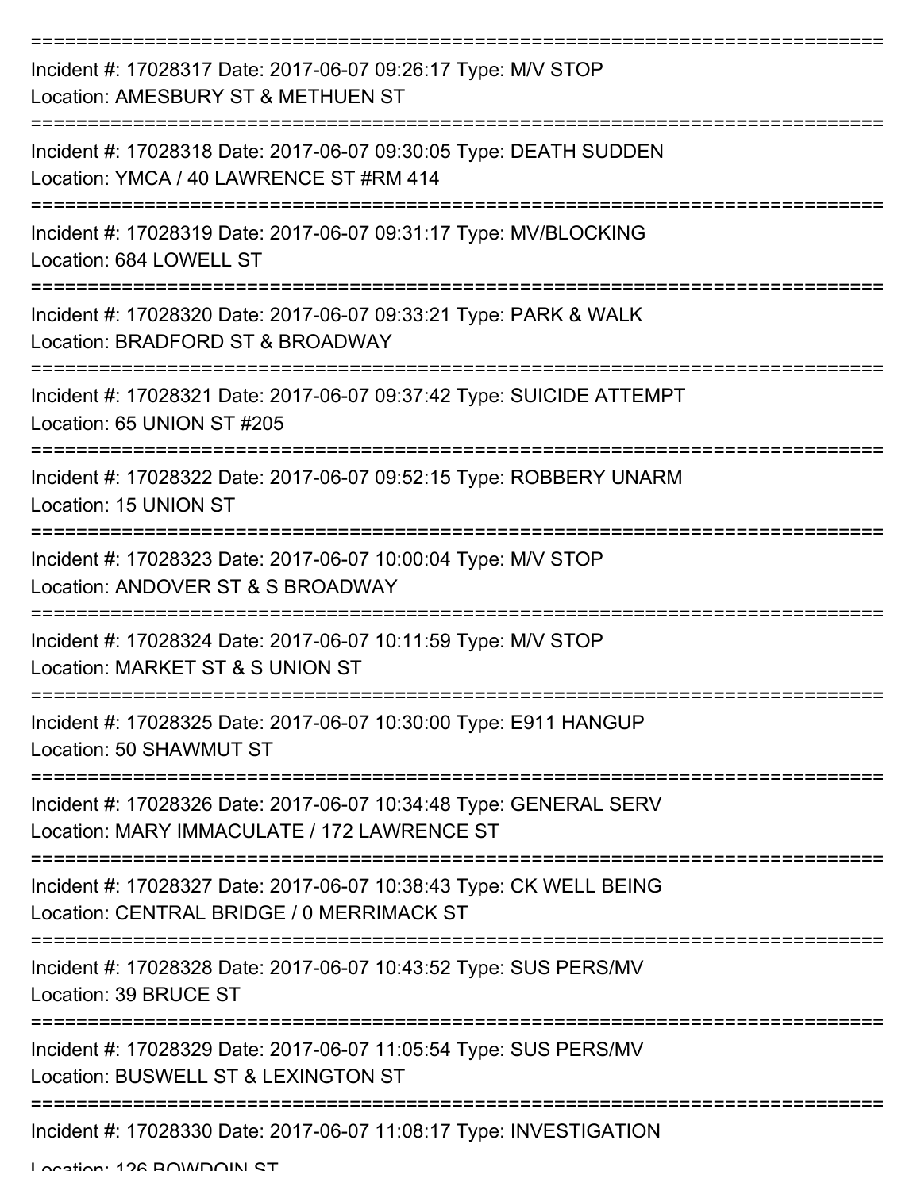===========================================================================

Incident #: 17028317 Date: 2017-06-07 09:26:17 Type: M/V STOP
Location: AMESBURY ST & METHUEN ST

===========================================================================

Incident #: 17028318 Date: 2017-06-07 09:30:05 Type: DEATH SUDDEN
Location: YMCA / 40 LAWRENCE ST #RM 414

===========================================================================

Incident #: 17028319 Date: 2017-06-07 09:31:17 Type: MV/BLOCKING
Location: 684 LOWELL ST

===========================================================================

Incident #: 17028320 Date: 2017-06-07 09:33:21 Type: PARK & WALK
Location: BRADFORD ST & BROADWAY

===========================================================================

Incident #: 17028321 Date: 2017-06-07 09:37:42 Type: SUICIDE ATTEMPT
Location: 65 UNION ST #205

===========================================================================

Incident #: 17028322 Date: 2017-06-07 09:52:15 Type: ROBBERY UNARM
Location: 15 UNION ST

===========================================================================

Incident #: 17028323 Date: 2017-06-07 10:00:04 Type: M/V STOP
Location: ANDOVER ST & S BROADWAY

===========================================================================

Incident #: 17028324 Date: 2017-06-07 10:11:59 Type: M/V STOP
Location: MARKET ST & S UNION ST

===========================================================================

Incident #: 17028325 Date: 2017-06-07 10:30:00 Type: E911 HANGUP
Location: 50 SHAWMUT ST

===========================================================================

Incident #: 17028326 Date: 2017-06-07 10:34:48 Type: GENERAL SERV
Location: MARY IMMACULATE / 172 LAWRENCE ST

===========================================================================

Incident #: 17028327 Date: 2017-06-07 10:38:43 Type: CK WELL BEING
Location: CENTRAL BRIDGE / 0 MERRIMACK ST

===========================================================================

Incident #: 17028328 Date: 2017-06-07 10:43:52 Type: SUS PERS/MV
Location: 39 BRUCE ST

===========================================================================

Incident #: 17028329 Date: 2017-06-07 11:05:54 Type: SUS PERS/MV
Location: BUSWELL ST & LEXINGTON ST

===========================================================================

Incident #: 17028330 Date: 2017-06-07 11:08:17 Type: INVESTIGATION
Location: 126 BOWDOIN ST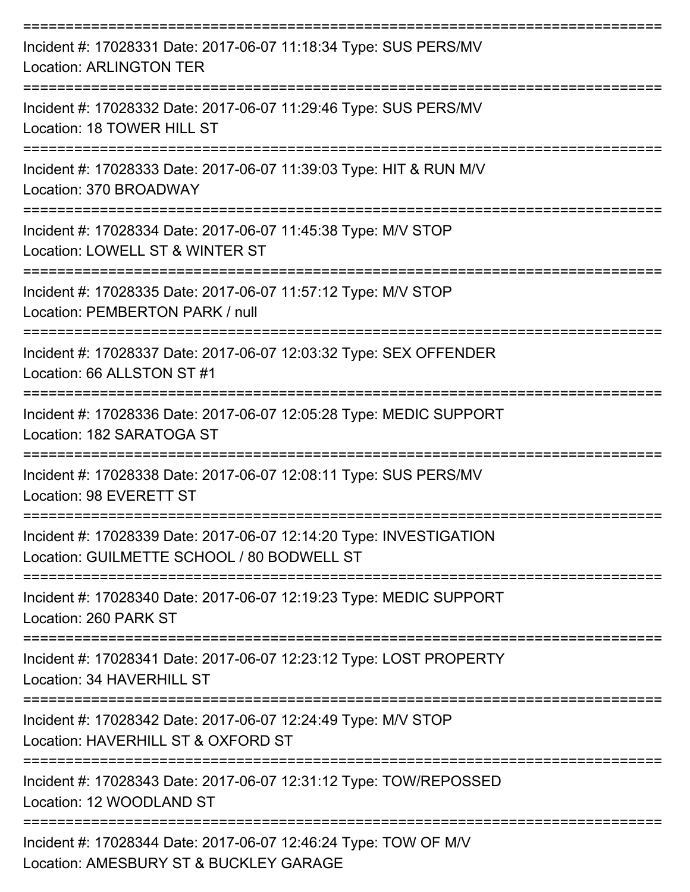===========================================================================
Incident #: 17028331 Date: 2017-06-07 11:18:34 Type: SUS PERS/MV
Location: ARLINGTON TER
===========================================================================
Incident #: 17028332 Date: 2017-06-07 11:29:46 Type: SUS PERS/MV
Location: 18 TOWER HILL ST
===========================================================================
Incident #: 17028333 Date: 2017-06-07 11:39:03 Type: HIT & RUN M/V
Location: 370 BROADWAY
===========================================================================
Incident #: 17028334 Date: 2017-06-07 11:45:38 Type: M/V STOP
Location: LOWELL ST & WINTER ST
===========================================================================
Incident #: 17028335 Date: 2017-06-07 11:57:12 Type: M/V STOP
Location: PEMBERTON PARK / null
===========================================================================
Incident #: 17028337 Date: 2017-06-07 12:03:32 Type: SEX OFFENDER
Location: 66 ALLSTON ST #1
===========================================================================
Incident #: 17028336 Date: 2017-06-07 12:05:28 Type: MEDIC SUPPORT
Location: 182 SARATOGA ST
===========================================================================
Incident #: 17028338 Date: 2017-06-07 12:08:11 Type: SUS PERS/MV
Location: 98 EVERETT ST
===========================================================================
Incident #: 17028339 Date: 2017-06-07 12:14:20 Type: INVESTIGATION
Location: GUILMETTE SCHOOL / 80 BODWELL ST
===========================================================================
Incident #: 17028340 Date: 2017-06-07 12:19:23 Type: MEDIC SUPPORT
Location: 260 PARK ST
===========================================================================
Incident #: 17028341 Date: 2017-06-07 12:23:12 Type: LOST PROPERTY
Location: 34 HAVERHILL ST
===========================================================================
Incident #: 17028342 Date: 2017-06-07 12:24:49 Type: M/V STOP
Location: HAVERHILL ST & OXFORD ST
===========================================================================
Incident #: 17028343 Date: 2017-06-07 12:31:12 Type: TOW/REPOSSED
Location: 12 WOODLAND ST
===========================================================================
Incident #: 17028344 Date: 2017-06-07 12:46:24 Type: TOW OF M/V
Location: AMESBURY ST & BUCKLEY GARAGE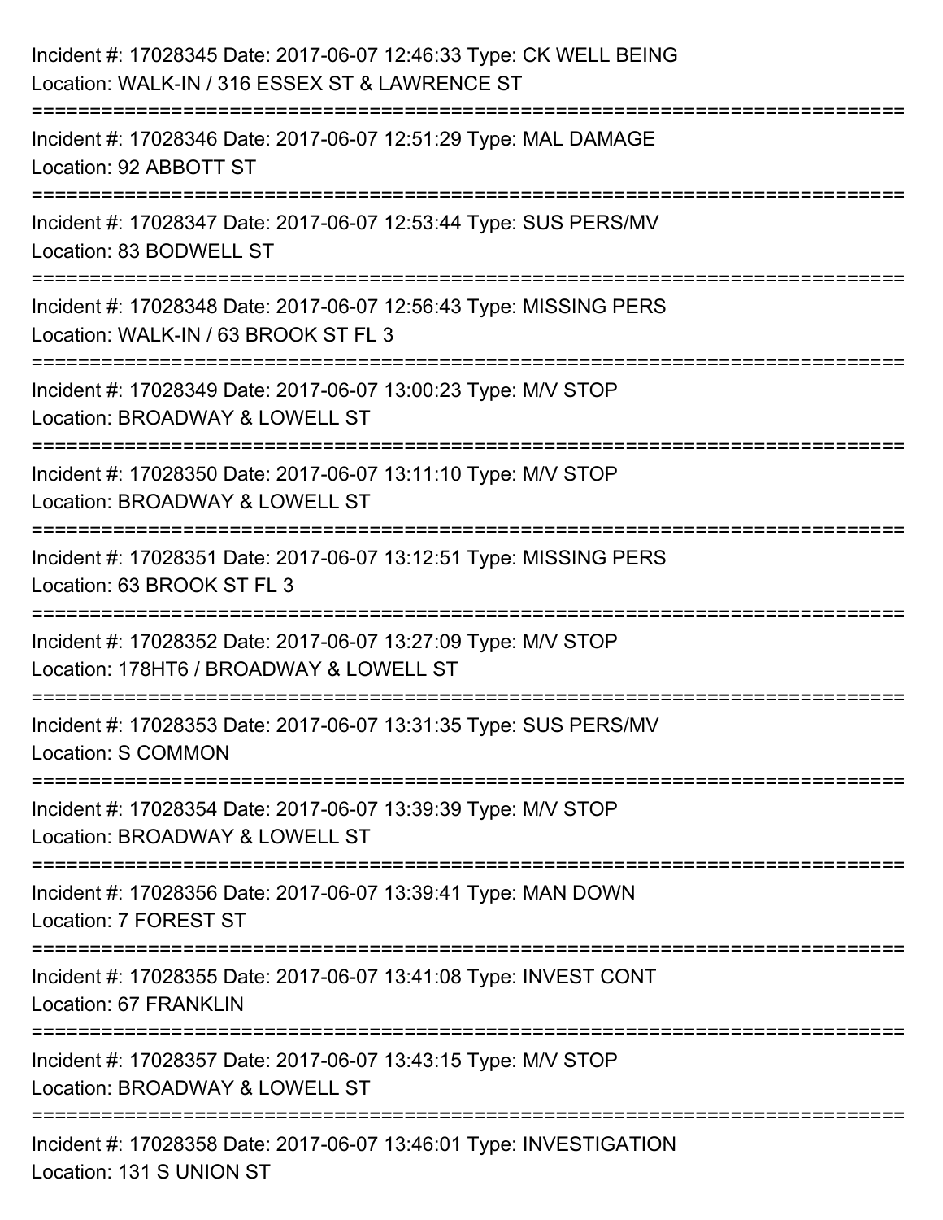Incident #: 17028345 Date: 2017-06-07 12:46:33 Type: CK WELL BEING
Location: WALK-IN / 316 ESSEX ST & LAWRENCE ST

===========================================================================

Incident #: 17028346 Date: 2017-06-07 12:51:29 Type: MAL DAMAGE
Location: 92 ABBOTT ST

===========================================================================

Incident #: 17028347 Date: 2017-06-07 12:53:44 Type: SUS PERS/MV
Location: 83 BODWELL ST

===========================================================================

Incident #: 17028348 Date: 2017-06-07 12:56:43 Type: MISSING PERS
Location: WALK-IN / 63 BROOK ST FL 3

===========================================================================

Incident #: 17028349 Date: 2017-06-07 13:00:23 Type: M/V STOP
Location: BROADWAY & LOWELL ST

===========================================================================

Incident #: 17028350 Date: 2017-06-07 13:11:10 Type: M/V STOP
Location: BROADWAY & LOWELL ST

===========================================================================

Incident #: 17028351 Date: 2017-06-07 13:12:51 Type: MISSING PERS
Location: 63 BROOK ST FL 3

===========================================================================

Incident #: 17028352 Date: 2017-06-07 13:27:09 Type: M/V STOP
Location: 178HT6 / BROADWAY & LOWELL ST

===========================================================================

Incident #: 17028353 Date: 2017-06-07 13:31:35 Type: SUS PERS/MV
Location: S COMMON

===========================================================================

Incident #: 17028354 Date: 2017-06-07 13:39:39 Type: M/V STOP
Location: BROADWAY & LOWELL ST

===========================================================================

Incident #: 17028356 Date: 2017-06-07 13:39:41 Type: MAN DOWN
Location: 7 FOREST ST

===========================================================================

Incident #: 17028355 Date: 2017-06-07 13:41:08 Type: INVEST CONT
Location: 67 FRANKLIN

===========================================================================

Incident #: 17028357 Date: 2017-06-07 13:43:15 Type: M/V STOP
Location: BROADWAY & LOWELL ST

===========================================================================

Incident #: 17028358 Date: 2017-06-07 13:46:01 Type: INVESTIGATION
Location: 131 S UNION ST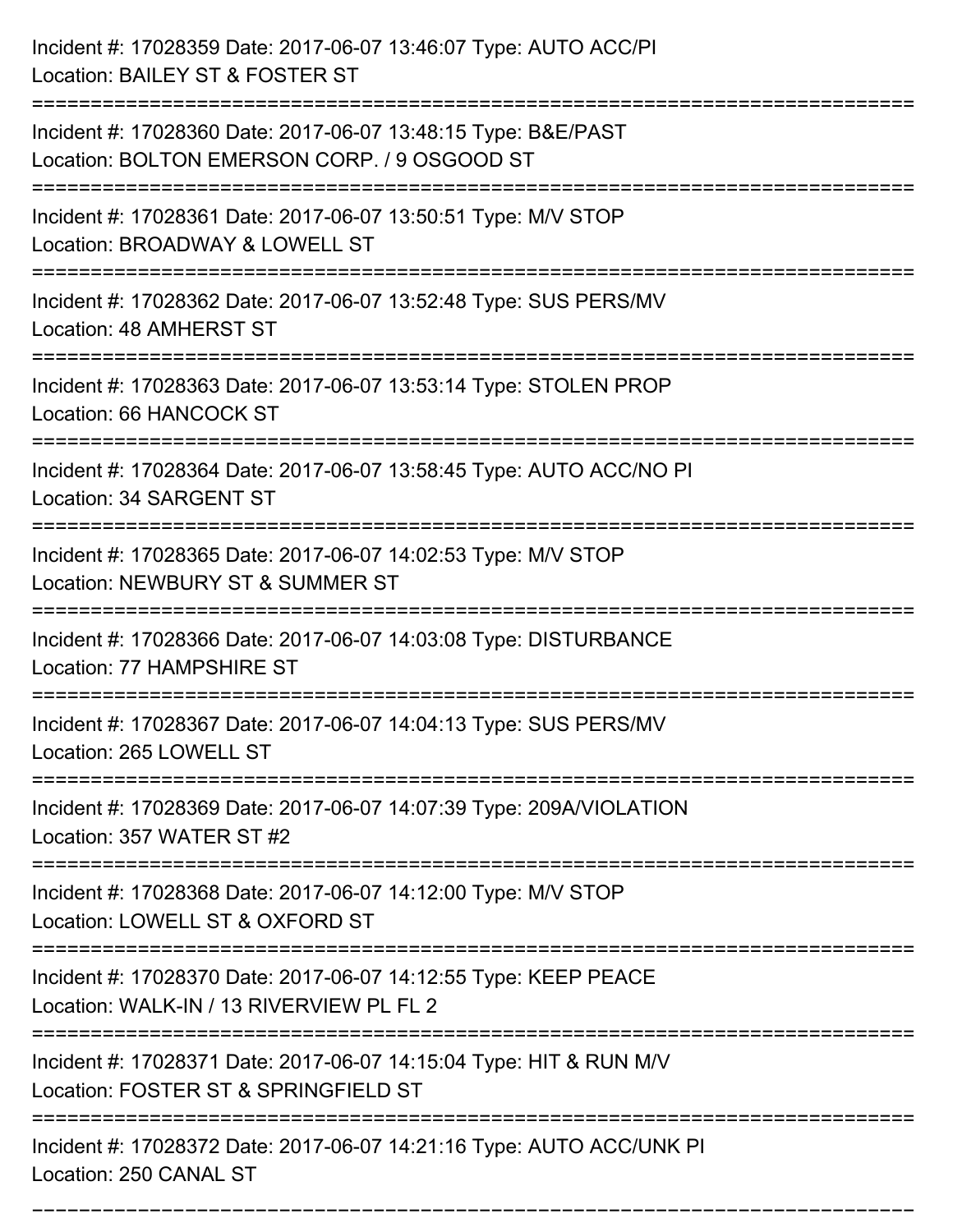Incident #: 17028359 Date: 2017-06-07 13:46:07 Type: AUTO ACC/PI
Location: BAILEY ST & FOSTER ST

===========================================================================

Incident #: 17028360 Date: 2017-06-07 13:48:15 Type: B&E/PAST
Location: BOLTON EMERSON CORP. / 9 OSGOOD ST

===========================================================================

Incident #: 17028361 Date: 2017-06-07 13:50:51 Type: M/V STOP
Location: BROADWAY & LOWELL ST

===========================================================================

Incident #: 17028362 Date: 2017-06-07 13:52:48 Type: SUS PERS/MV
Location: 48 AMHERST ST

===========================================================================

Incident #: 17028363 Date: 2017-06-07 13:53:14 Type: STOLEN PROP
Location: 66 HANCOCK ST

===========================================================================

Incident #: 17028364 Date: 2017-06-07 13:58:45 Type: AUTO ACC/NO PI
Location: 34 SARGENT ST

===========================================================================

Incident #: 17028365 Date: 2017-06-07 14:02:53 Type: M/V STOP
Location: NEWBURY ST & SUMMER ST

===========================================================================

Incident #: 17028366 Date: 2017-06-07 14:03:08 Type: DISTURBANCE
Location: 77 HAMPSHIRE ST

===========================================================================

Incident #: 17028367 Date: 2017-06-07 14:04:13 Type: SUS PERS/MV
Location: 265 LOWELL ST

===========================================================================

Incident #: 17028369 Date: 2017-06-07 14:07:39 Type: 209A/VIOLATION
Location: 357 WATER ST #2

===========================================================================

Incident #: 17028368 Date: 2017-06-07 14:12:00 Type: M/V STOP
Location: LOWELL ST & OXFORD ST

===========================================================================

Incident #: 17028370 Date: 2017-06-07 14:12:55 Type: KEEP PEACE
Location: WALK-IN / 13 RIVERVIEW PL FL 2

===========================================================================

Incident #: 17028371 Date: 2017-06-07 14:15:04 Type: HIT & RUN M/V
Location: FOSTER ST & SPRINGFIELD ST

===========================================================================

Incident #: 17028372 Date: 2017-06-07 14:21:16 Type: AUTO ACC/UNK PI
Location: 250 CANAL ST

===========================================================================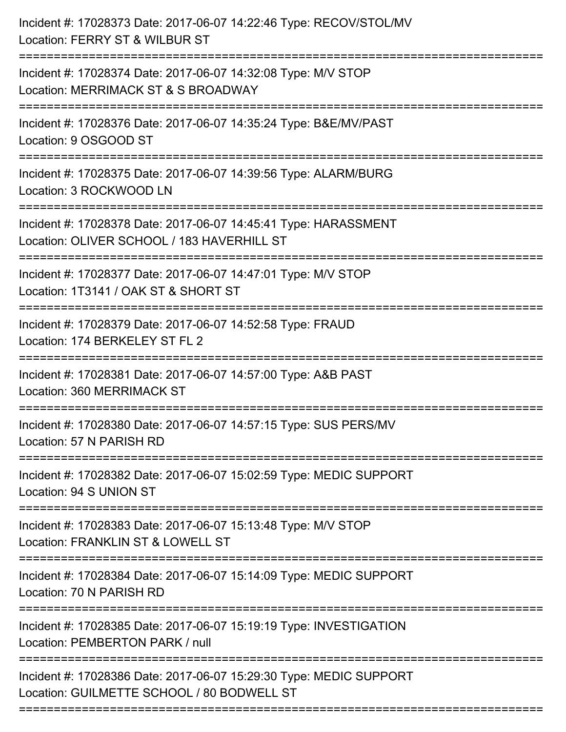Incident #: 17028373 Date: 2017-06-07 14:22:46 Type: RECOV/STOL/MV
Location: FERRY ST & WILBUR ST

===========================================================================

Incident #: 17028374 Date: 2017-06-07 14:32:08 Type: M/V STOP
Location: MERRIMACK ST & S BROADWAY

===========================================================================

Incident #: 17028376 Date: 2017-06-07 14:35:24 Type: B&E/MV/PAST
Location: 9 OSGOOD ST

===========================================================================

Incident #: 17028375 Date: 2017-06-07 14:39:56 Type: ALARM/BURG
Location: 3 ROCKWOOD LN

===========================================================================

Incident #: 17028378 Date: 2017-06-07 14:45:41 Type: HARASSMENT
Location: OLIVER SCHOOL / 183 HAVERHILL ST

===========================================================================

Incident #: 17028377 Date: 2017-06-07 14:47:01 Type: M/V STOP
Location: 1T3141 / OAK ST & SHORT ST

===========================================================================

Incident #: 17028379 Date: 2017-06-07 14:52:58 Type: FRAUD
Location: 174 BERKELEY ST FL 2

===========================================================================

Incident #: 17028381 Date: 2017-06-07 14:57:00 Type: A&B PAST
Location: 360 MERRIMACK ST

===========================================================================

Incident #: 17028380 Date: 2017-06-07 14:57:15 Type: SUS PERS/MV
Location: 57 N PARISH RD

===========================================================================

Incident #: 17028382 Date: 2017-06-07 15:02:59 Type: MEDIC SUPPORT
Location: 94 S UNION ST

===========================================================================

Incident #: 17028383 Date: 2017-06-07 15:13:48 Type: M/V STOP
Location: FRANKLIN ST & LOWELL ST

===========================================================================

Incident #: 17028384 Date: 2017-06-07 15:14:09 Type: MEDIC SUPPORT
Location: 70 N PARISH RD

===========================================================================

Incident #: 17028385 Date: 2017-06-07 15:19:19 Type: INVESTIGATION
Location: PEMBERTON PARK / null

===========================================================================

Incident #: 17028386 Date: 2017-06-07 15:29:30 Type: MEDIC SUPPORT
Location: GUILMETTE SCHOOL / 80 BODWELL ST

===========================================================================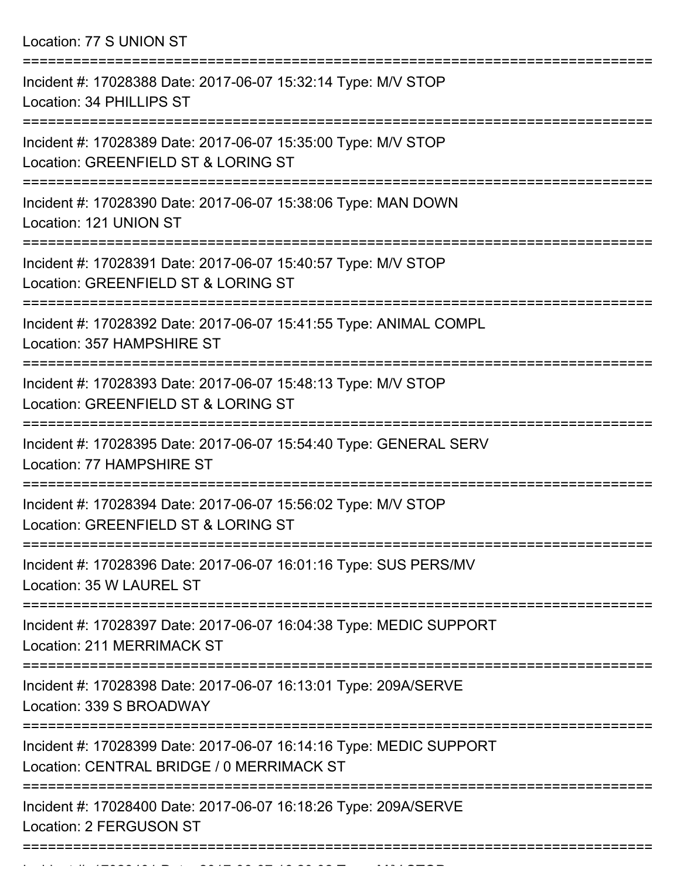Location: 77 S UNION ST

===========================================================================

Incident #: 17028388 Date: 2017-06-07 15:32:14 Type: M/V STOP
Location: 34 PHILLIPS ST

===========================================================================

Incident #: 17028389 Date: 2017-06-07 15:35:00 Type: M/V STOP
Location: GREENFIELD ST & LORING ST

===========================================================================

Incident #: 17028390 Date: 2017-06-07 15:38:06 Type: MAN DOWN
Location: 121 UNION ST

===========================================================================

Incident #: 17028391 Date: 2017-06-07 15:40:57 Type: M/V STOP
Location: GREENFIELD ST & LORING ST

===========================================================================

Incident #: 17028392 Date: 2017-06-07 15:41:55 Type: ANIMAL COMPL
Location: 357 HAMPSHIRE ST

===========================================================================

Incident #: 17028393 Date: 2017-06-07 15:48:13 Type: M/V STOP
Location: GREENFIELD ST & LORING ST

===========================================================================

Incident #: 17028395 Date: 2017-06-07 15:54:40 Type: GENERAL SERV
Location: 77 HAMPSHIRE ST

===========================================================================

Incident #: 17028394 Date: 2017-06-07 15:56:02 Type: M/V STOP
Location: GREENFIELD ST & LORING ST

===========================================================================

Incident #: 17028396 Date: 2017-06-07 16:01:16 Type: SUS PERS/MV
Location: 35 W LAUREL ST

===========================================================================

Incident #: 17028397 Date: 2017-06-07 16:04:38 Type: MEDIC SUPPORT
Location: 211 MERRIMACK ST

===========================================================================

Incident #: 17028398 Date: 2017-06-07 16:13:01 Type: 209A/SERVE
Location: 339 S BROADWAY

===========================================================================

Incident #: 17028399 Date: 2017-06-07 16:14:16 Type: MEDIC SUPPORT
Location: CENTRAL BRIDGE / 0 MERRIMACK ST

===========================================================================

Incident #: 17028400 Date: 2017-06-07 16:18:26 Type: 209A/SERVE
Location: 2 FERGUSON ST

===========================================================================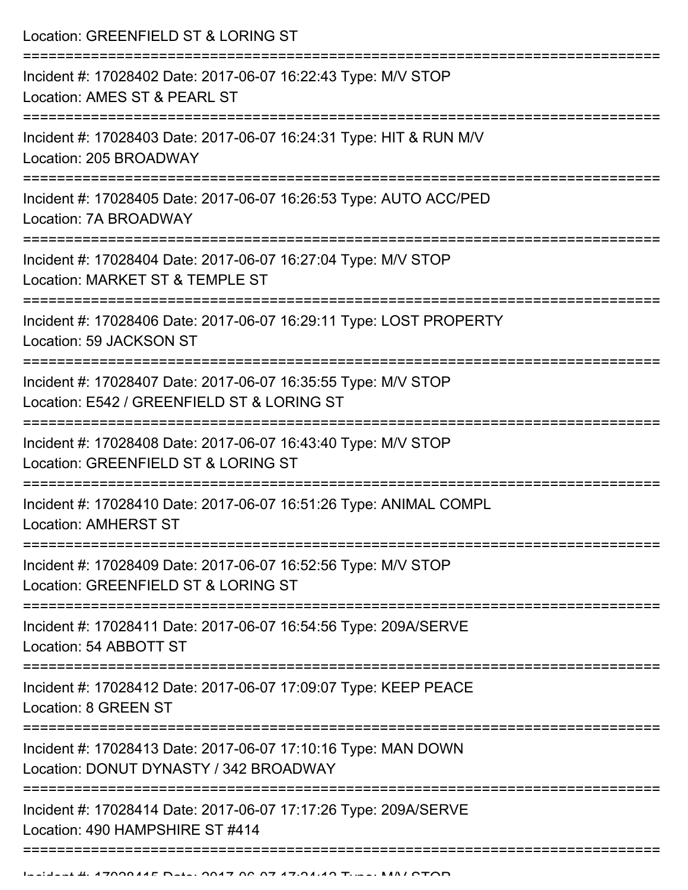Location: GREENFIELD ST & LORING ST

===========================================================================

Incident #: 17028402 Date: 2017-06-07 16:22:43 Type: M/V STOP
Location: AMES ST & PEARL ST

===========================================================================

Incident #: 17028403 Date: 2017-06-07 16:24:31 Type: HIT & RUN M/V
Location: 205 BROADWAY

===========================================================================

Incident #: 17028405 Date: 2017-06-07 16:26:53 Type: AUTO ACC/PED
Location: 7A BROADWAY

===========================================================================

Incident #: 17028404 Date: 2017-06-07 16:27:04 Type: M/V STOP
Location: MARKET ST & TEMPLE ST

===========================================================================

Incident #: 17028406 Date: 2017-06-07 16:29:11 Type: LOST PROPERTY
Location: 59 JACKSON ST

===========================================================================

Incident #: 17028407 Date: 2017-06-07 16:35:55 Type: M/V STOP
Location: E542 / GREENFIELD ST & LORING ST

===========================================================================

Incident #: 17028408 Date: 2017-06-07 16:43:40 Type: M/V STOP
Location: GREENFIELD ST & LORING ST

===========================================================================

Incident #: 17028410 Date: 2017-06-07 16:51:26 Type: ANIMAL COMPL
Location: AMHERST ST

===========================================================================

Incident #: 17028409 Date: 2017-06-07 16:52:56 Type: M/V STOP
Location: GREENFIELD ST & LORING ST

===========================================================================

Incident #: 17028411 Date: 2017-06-07 16:54:56 Type: 209A/SERVE
Location: 54 ABBOTT ST

===========================================================================

Incident #: 17028412 Date: 2017-06-07 17:09:07 Type: KEEP PEACE
Location: 8 GREEN ST

===========================================================================

Incident #: 17028413 Date: 2017-06-07 17:10:16 Type: MAN DOWN
Location: DONUT DYNASTY / 342 BROADWAY

===========================================================================

Incident #: 17028414 Date: 2017-06-07 17:17:26 Type: 209A/SERVE
Location: 490 HAMPSHIRE ST #414

===========================================================================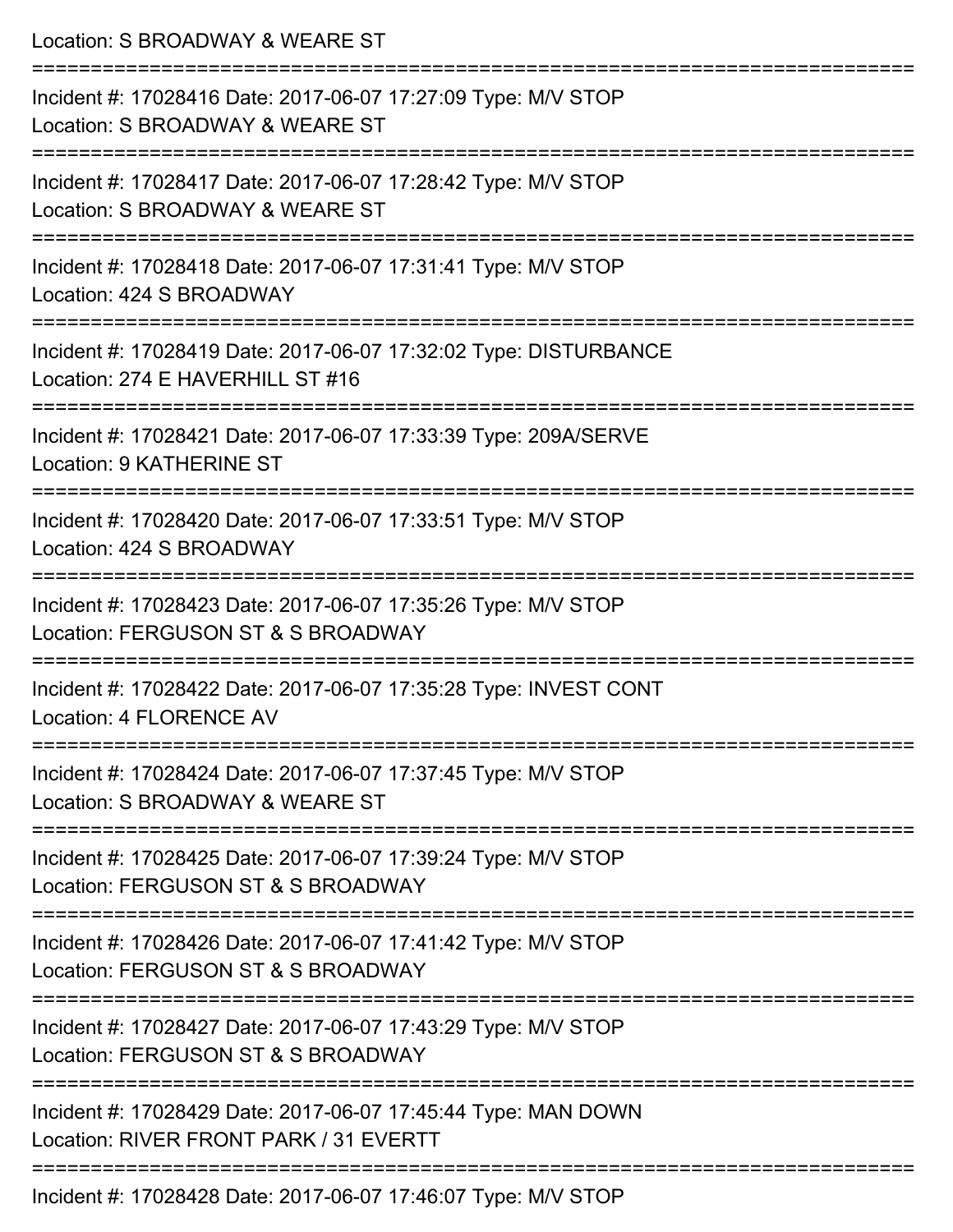Location: S BROADWAY & WEARE ST

===========================================================================

Incident #: 17028416 Date: 2017-06-07 17:27:09 Type: M/V STOP
Location: S BROADWAY & WEARE ST

===========================================================================

Incident #: 17028417 Date: 2017-06-07 17:28:42 Type: M/V STOP
Location: S BROADWAY & WEARE ST

===========================================================================

Incident #: 17028418 Date: 2017-06-07 17:31:41 Type: M/V STOP
Location: 424 S BROADWAY

===========================================================================

Incident #: 17028419 Date: 2017-06-07 17:32:02 Type: DISTURBANCE
Location: 274 E HAVERHILL ST #16

===========================================================================

Incident #: 17028421 Date: 2017-06-07 17:33:39 Type: 209A/SERVE
Location: 9 KATHERINE ST

===========================================================================

Incident #: 17028420 Date: 2017-06-07 17:33:51 Type: M/V STOP
Location: 424 S BROADWAY

===========================================================================

Incident #: 17028423 Date: 2017-06-07 17:35:26 Type: M/V STOP
Location: FERGUSON ST & S BROADWAY

===========================================================================

Incident #: 17028422 Date: 2017-06-07 17:35:28 Type: INVEST CONT
Location: 4 FLORENCE AV

===========================================================================

Incident #: 17028424 Date: 2017-06-07 17:37:45 Type: M/V STOP
Location: S BROADWAY & WEARE ST

===========================================================================

Incident #: 17028425 Date: 2017-06-07 17:39:24 Type: M/V STOP
Location: FERGUSON ST & S BROADWAY

===========================================================================

Incident #: 17028426 Date: 2017-06-07 17:41:42 Type: M/V STOP
Location: FERGUSON ST & S BROADWAY

===========================================================================

Incident #: 17028427 Date: 2017-06-07 17:43:29 Type: M/V STOP
Location: FERGUSON ST & S BROADWAY

===========================================================================

Incident #: 17028429 Date: 2017-06-07 17:45:44 Type: MAN DOWN
Location: RIVER FRONT PARK / 31 EVERTT

===========================================================================

Incident #: 17028428 Date: 2017-06-07 17:46:07 Type: M/V STOP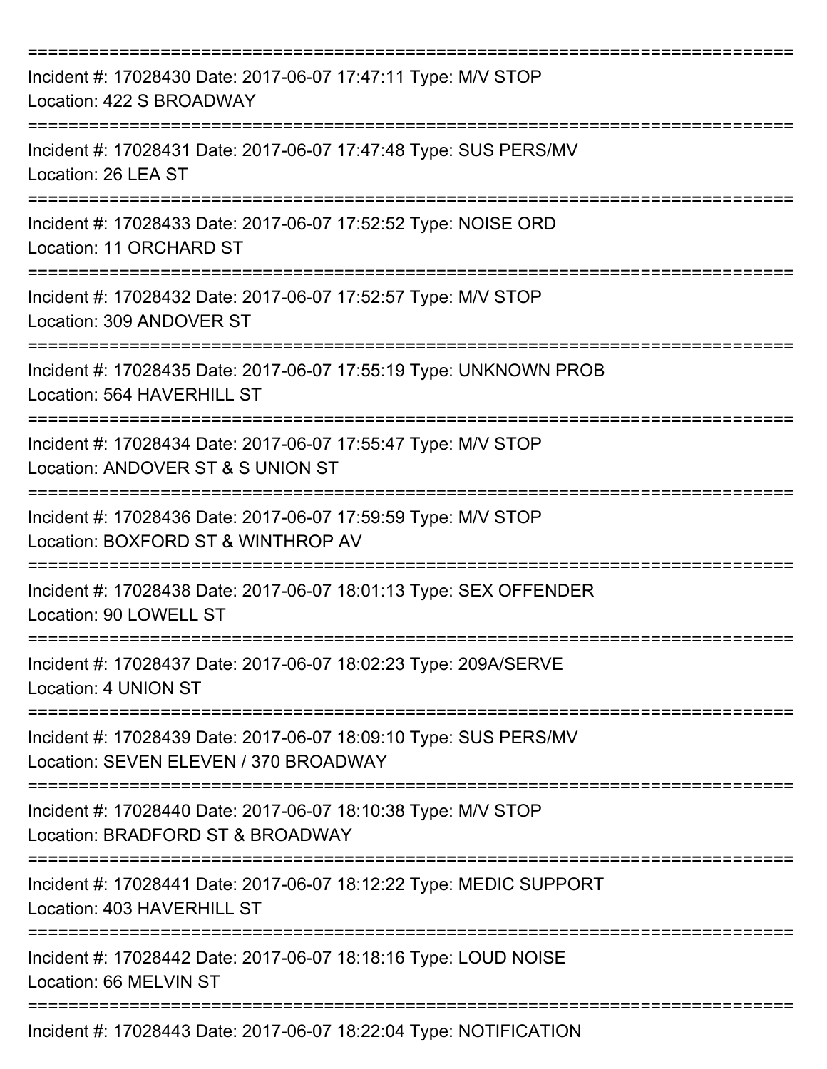===========================================================================

Incident #: 17028430 Date: 2017-06-07 17:47:11 Type: M/V STOP
Location: 422 S BROADWAY

===========================================================================

Incident #: 17028431 Date: 2017-06-07 17:47:48 Type: SUS PERS/MV
Location: 26 LEA ST

===========================================================================

Incident #: 17028433 Date: 2017-06-07 17:52:52 Type: NOISE ORD
Location: 11 ORCHARD ST

===========================================================================

Incident #: 17028432 Date: 2017-06-07 17:52:57 Type: M/V STOP
Location: 309 ANDOVER ST

===========================================================================

Incident #: 17028435 Date: 2017-06-07 17:55:19 Type: UNKNOWN PROB
Location: 564 HAVERHILL ST

===========================================================================

Incident #: 17028434 Date: 2017-06-07 17:55:47 Type: M/V STOP
Location: ANDOVER ST & S UNION ST

===========================================================================

Incident #: 17028436 Date: 2017-06-07 17:59:59 Type: M/V STOP
Location: BOXFORD ST & WINTHROP AV

===========================================================================

Incident #: 17028438 Date: 2017-06-07 18:01:13 Type: SEX OFFENDER
Location: 90 LOWELL ST

===========================================================================

Incident #: 17028437 Date: 2017-06-07 18:02:23 Type: 209A/SERVE
Location: 4 UNION ST

===========================================================================

Incident #: 17028439 Date: 2017-06-07 18:09:10 Type: SUS PERS/MV
Location: SEVEN ELEVEN / 370 BROADWAY

===========================================================================

Incident #: 17028440 Date: 2017-06-07 18:10:38 Type: M/V STOP
Location: BRADFORD ST & BROADWAY

===========================================================================

Incident #: 17028441 Date: 2017-06-07 18:12:22 Type: MEDIC SUPPORT
Location: 403 HAVERHILL ST

===========================================================================

Incident #: 17028442 Date: 2017-06-07 18:18:16 Type: LOUD NOISE
Location: 66 MELVIN ST

===========================================================================

Incident #: 17028443 Date: 2017-06-07 18:22:04 Type: NOTIFICATION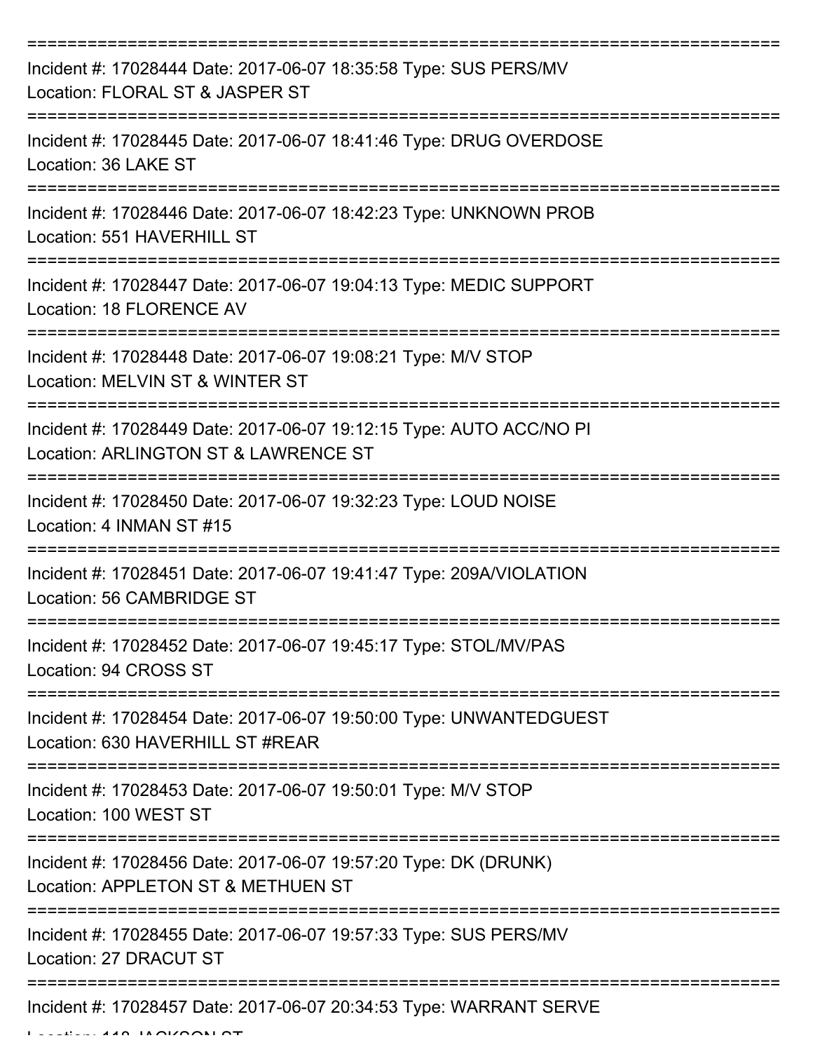===========================================================================
Incident #: 17028444 Date: 2017-06-07 18:35:58 Type: SUS PERS/MV
Location: FLORAL ST & JASPER ST
===========================================================================
Incident #: 17028445 Date: 2017-06-07 18:41:46 Type: DRUG OVERDOSE
Location: 36 LAKE ST
===========================================================================
Incident #: 17028446 Date: 2017-06-07 18:42:23 Type: UNKNOWN PROB
Location: 551 HAVERHILL ST
===========================================================================
Incident #: 17028447 Date: 2017-06-07 19:04:13 Type: MEDIC SUPPORT
Location: 18 FLORENCE AV
===========================================================================
Incident #: 17028448 Date: 2017-06-07 19:08:21 Type: M/V STOP
Location: MELVIN ST & WINTER ST
===========================================================================
Incident #: 17028449 Date: 2017-06-07 19:12:15 Type: AUTO ACC/NO PI
Location: ARLINGTON ST & LAWRENCE ST
===========================================================================
Incident #: 17028450 Date: 2017-06-07 19:32:23 Type: LOUD NOISE
Location: 4 INMAN ST #15
===========================================================================
Incident #: 17028451 Date: 2017-06-07 19:41:47 Type: 209A/VIOLATION
Location: 56 CAMBRIDGE ST
===========================================================================
Incident #: 17028452 Date: 2017-06-07 19:45:17 Type: STOL/MV/PAS
Location: 94 CROSS ST
===========================================================================
Incident #: 17028454 Date: 2017-06-07 19:50:00 Type: UNWANTEDGUEST
Location: 630 HAVERHILL ST #REAR
===========================================================================
Incident #: 17028453 Date: 2017-06-07 19:50:01 Type: M/V STOP
Location: 100 WEST ST
===========================================================================
Incident #: 17028456 Date: 2017-06-07 19:57:20 Type: DK (DRUNK)
Location: APPLETON ST & METHUEN ST
===========================================================================
Incident #: 17028455 Date: 2017-06-07 19:57:33 Type: SUS PERS/MV
Location: 27 DRACUT ST
===========================================================================
Incident #: 17028457 Date: 2017-06-07 20:34:53 Type: WARRANT SERVE
Location: 118 JACKSON ST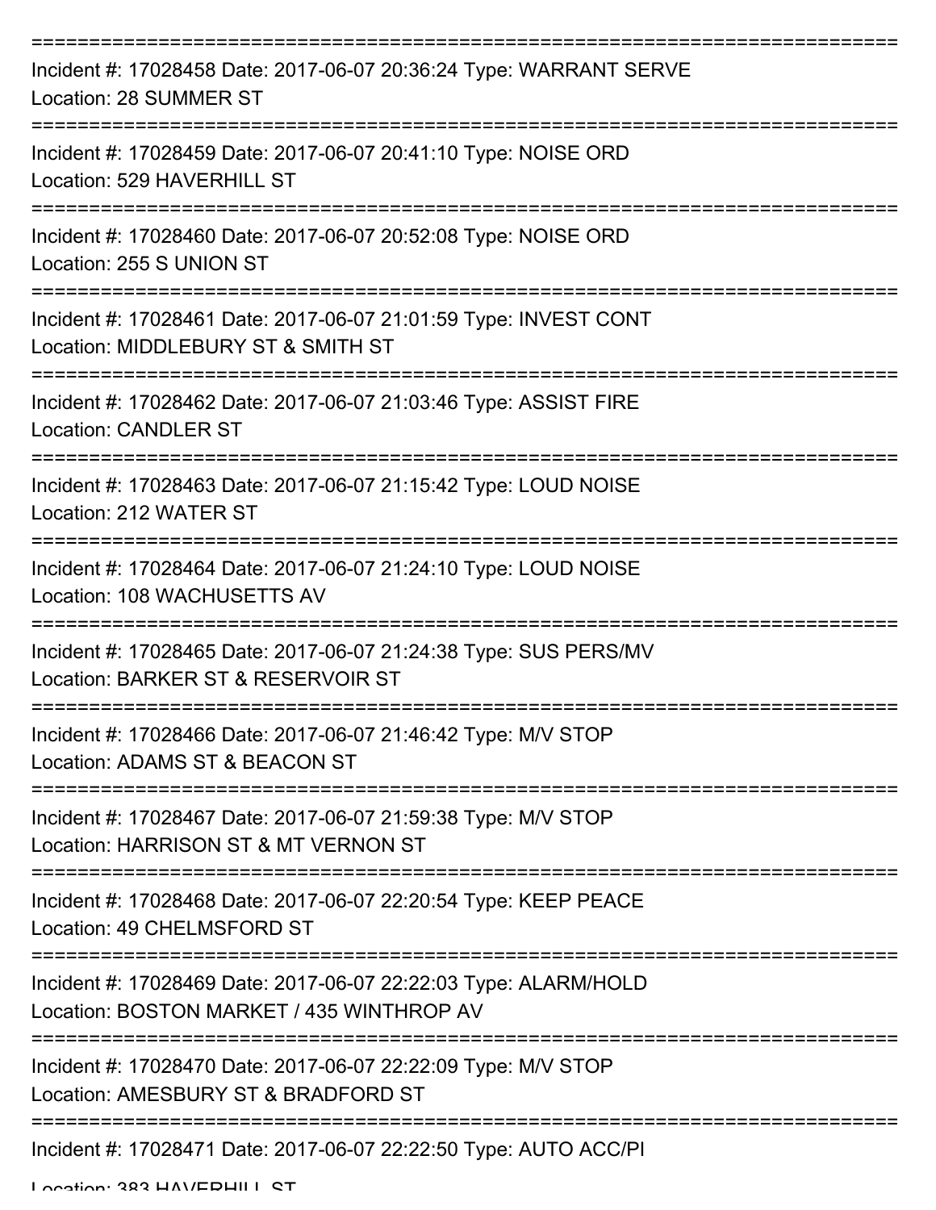===========================================================================

Incident #: 17028458 Date: 2017-06-07 20:36:24 Type: WARRANT SERVE
Location: 28 SUMMER ST

===========================================================================

Incident #: 17028459 Date: 2017-06-07 20:41:10 Type: NOISE ORD
Location: 529 HAVERHILL ST

===========================================================================

Incident #: 17028460 Date: 2017-06-07 20:52:08 Type: NOISE ORD
Location: 255 S UNION ST

===========================================================================

Incident #: 17028461 Date: 2017-06-07 21:01:59 Type: INVEST CONT
Location: MIDDLEBURY ST & SMITH ST

===========================================================================

Incident #: 17028462 Date: 2017-06-07 21:03:46 Type: ASSIST FIRE
Location: CANDLER ST

===========================================================================

Incident #: 17028463 Date: 2017-06-07 21:15:42 Type: LOUD NOISE
Location: 212 WATER ST

===========================================================================

Incident #: 17028464 Date: 2017-06-07 21:24:10 Type: LOUD NOISE
Location: 108 WACHUSETTS AV

===========================================================================

Incident #: 17028465 Date: 2017-06-07 21:24:38 Type: SUS PERS/MV
Location: BARKER ST & RESERVOIR ST

===========================================================================

Incident #: 17028466 Date: 2017-06-07 21:46:42 Type: M/V STOP
Location: ADAMS ST & BEACON ST

===========================================================================

Incident #: 17028467 Date: 2017-06-07 21:59:38 Type: M/V STOP
Location: HARRISON ST & MT VERNON ST

===========================================================================

Incident #: 17028468 Date: 2017-06-07 22:20:54 Type: KEEP PEACE
Location: 49 CHELMSFORD ST

===========================================================================

Incident #: 17028469 Date: 2017-06-07 22:22:03 Type: ALARM/HOLD
Location: BOSTON MARKET / 435 WINTHROP AV

===========================================================================

Incident #: 17028470 Date: 2017-06-07 22:22:09 Type: M/V STOP
Location: AMESBURY ST & BRADFORD ST

===========================================================================

Incident #: 17028471 Date: 2017-06-07 22:22:50 Type: AUTO ACC/PI
Location: 383 HAVERHILL ST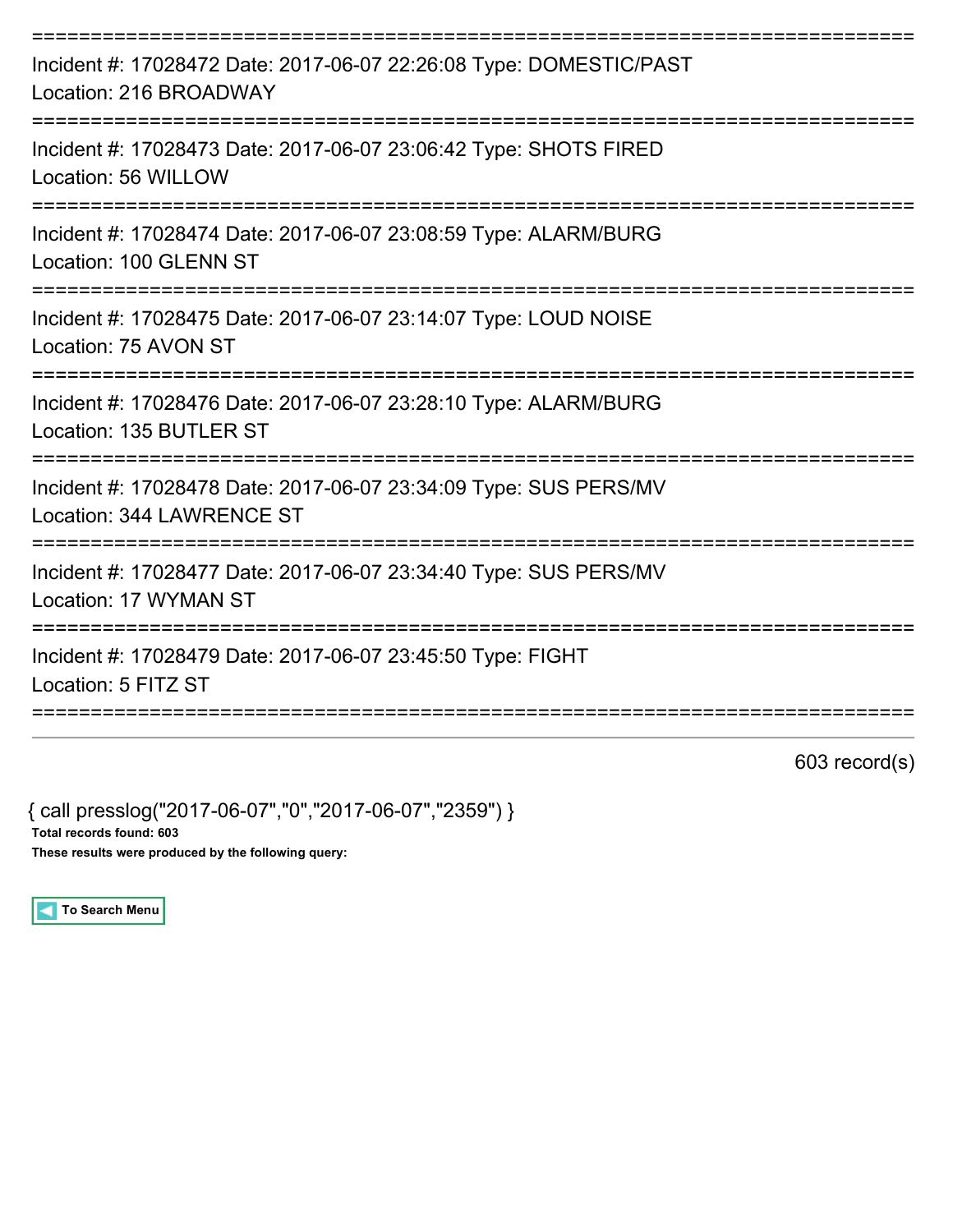Incident #: 17028472 Date: 2017-06-07 22:26:08 Type: DOMESTIC/PAST
Location: 216 BROADWAY

Incident #: 17028473 Date: 2017-06-07 23:06:42 Type: SHOTS FIRED
Location: 56 WILLOW

Incident #: 17028474 Date: 2017-06-07 23:08:59 Type: ALARM/BURG
Location: 100 GLENN ST

Incident #: 17028475 Date: 2017-06-07 23:14:07 Type: LOUD NOISE
Location: 75 AVON ST

Incident #: 17028476 Date: 2017-06-07 23:28:10 Type: ALARM/BURG
Location: 135 BUTLER ST

Incident #: 17028478 Date: 2017-06-07 23:34:09 Type: SUS PERS/MV
Location: 344 LAWRENCE ST

Incident #: 17028477 Date: 2017-06-07 23:34:40 Type: SUS PERS/MV
Location: 17 WYMAN ST

Incident #: 17028479 Date: 2017-06-07 23:45:50 Type: FIGHT
Location: 5 FITZ ST

603 record(s)

{ call presslog("2017-06-07","0","2017-06-07","2359") }

**Total records found: 603**

**These results were produced by the following query:**

To Search Menu